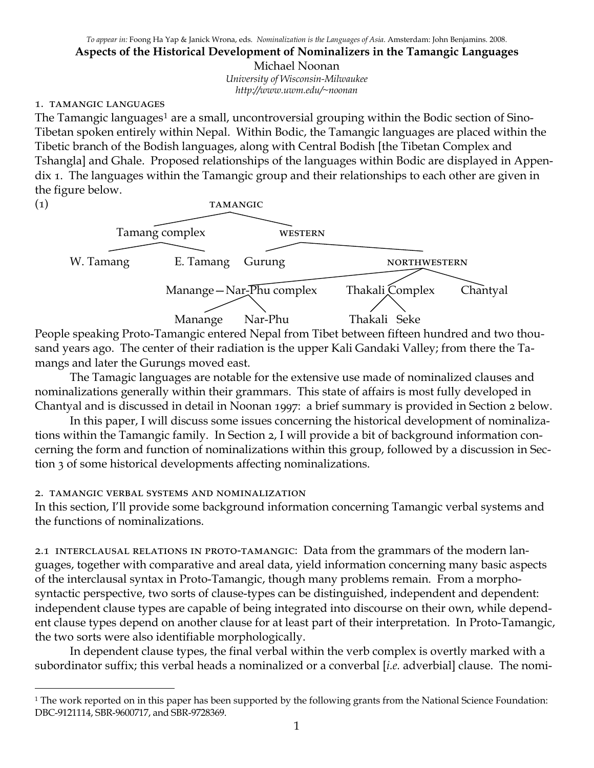*To appear in:* Foong Ha Yap & Janick Wrona, eds. *Nominalization is the Languages of Asia*. Amsterdam: John Benjamins. 2008.

# Aspects of the Historical Development of Nominalizers in the Tamangic Languages

Michael Noonan

*University of Wisconsin-Milwaukee*

*http://www.uwm.edu/~noonan*

## 1. Tamangic languages

The Tamangic languages[1] are a small, uncontroversial grouping within the Bodic section of Sino-Tibetan spoken entirely within Nepal. Within Bodic, the Tamangic languages are placed within the Tibetic branch of the Bodish languages, along with Central Bodish [the Tibetan Complex and Tshangla] and Ghale. Proposed relationships of the languages within Bodic are displayed in Appendix 1. The languages within the Tamangic group and their relationships to each other are given in the figure below.

(1)

```
                         TAMANGIC
              ┌─────────────┴─────────────┐
        Tamang complex                 WESTERN
        ┌─────┴─────┐           ┌─────────┴─────────┐
   W. Tamang    E. Tamang     Gurung          NORTHWESTERN
                                  ┌───────────────┼───────────────┐
                     Manange—Nar-Phu complex   Thakali Complex   Chantyal
                        ┌───────┴───────┐        ┌─────┴─────┐
                     Manange        Nar-Phu    Thakali     Seke
```

People speaking Proto-Tamangic entered Nepal from Tibet between fifteen hundred and two thousand years ago. The center of their radiation is the upper Kali Gandaki Valley; from there the Tamangs and later the Gurungs moved east.

The Tamagic languages are notable for the extensive use made of nominalized clauses and nominalizations generally within their grammars. This state of affairs is most fully developed in Chantyal and is discussed in detail in Noonan 1997: a brief summary is provided in Section 2 below.

In this paper, I will discuss some issues concerning the historical development of nominalizations within the Tamangic family. In Section 2, I will provide a bit of background information concerning the form and function of nominalizations within this group, followed by a discussion in Section 3 of some historical developments affecting nominalizations.

## 2. Tamangic verbal systems and nominalization

In this section, I'll provide some background information concerning Tamangic verbal systems and the functions of nominalizations.

### 2.1 Interclausal relations in Proto-Tamangic:

Data from the grammars of the modern languages, together with comparative and areal data, yield information concerning many basic aspects of the interclausal syntax in Proto-Tamangic, though many problems remain. From a morphosyntactic perspective, two sorts of clause-types can be distinguished, independent and dependent: independent clause types are capable of being integrated into discourse on their own, while dependent clause types depend on another clause for at least part of their interpretation. In Proto-Tamangic, the two sorts were also identifiable morphologically.

In dependent clause types, the final verbal within the verb complex is overtly marked with a subordinator suffix; this verbal heads a nominalized or a converbal [*i.e.* adverbial] clause. The nomi-

---

[1] The work reported on in this paper has been supported by the following grants from the National Science Foundation: DBC-9121114, SBR-9600717, and SBR-9728369.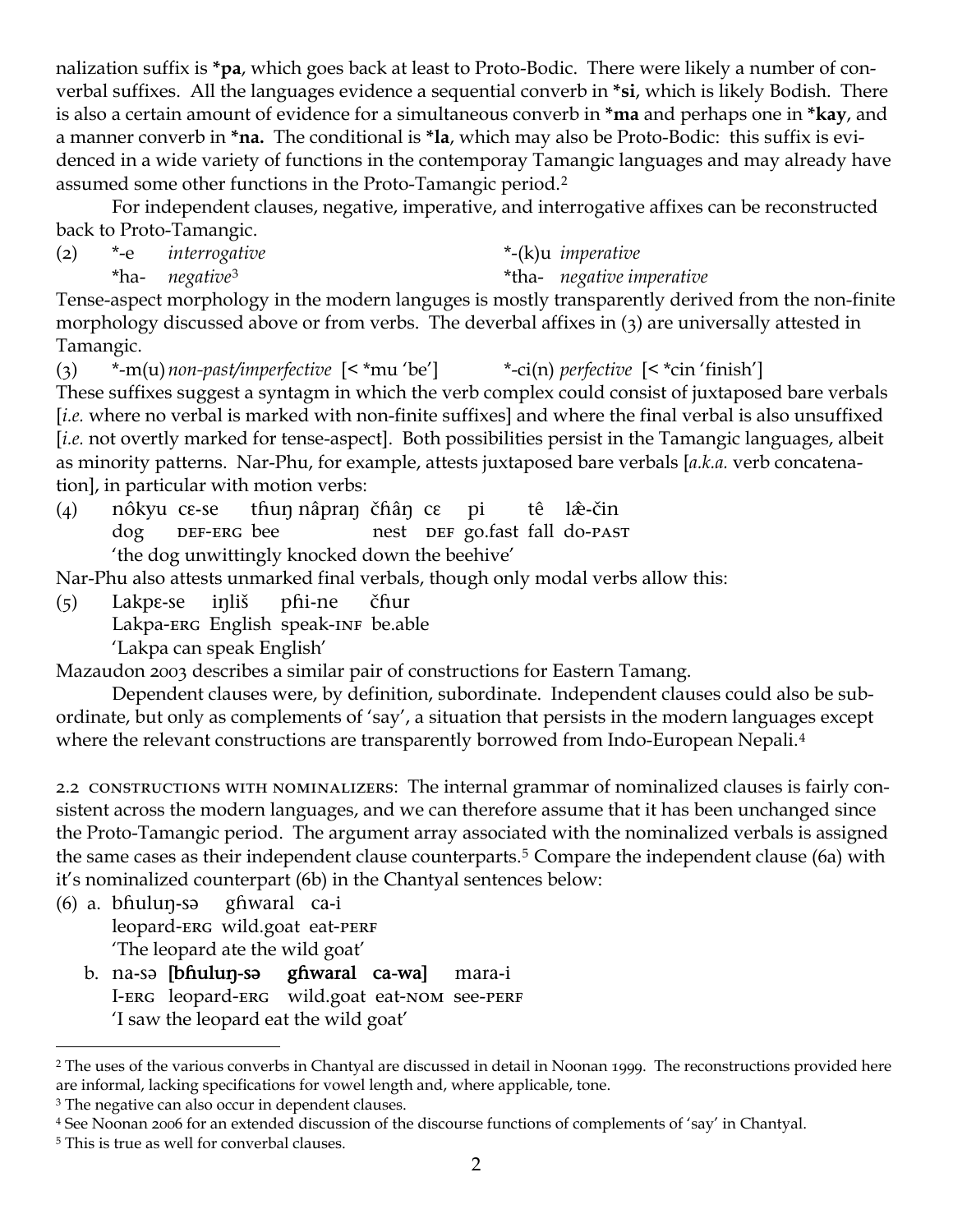nalization suffix is ***pa**, which goes back at least to Proto-Bodic. There were likely a number of converbal suffixes. All the languages evidence a sequential converb in ***si**, which is likely Bodish. There is also a certain amount of evidence for a simultaneous converb in ***ma** and perhaps one in ***kay**, and a manner converb in ***na.** The conditional is ***la**, which may also be Proto-Bodic: this suffix is evidenced in a wide variety of functions in the contemporay Tamangic languages and may already have assumed some other functions in the Proto-Tamangic period.[2]

For independent clauses, negative, imperative, and interrogative affixes can be reconstructed back to Proto-Tamangic.

(2) *-e *interrogative* *-(k)u *imperative*
 *ha- *negative*[3] *tha- *negative imperative*

Tense-aspect morphology in the modern languges is mostly transparently derived from the non-finite morphology discussed above or from verbs. The deverbal affixes in (3) are universally attested in Tamangic.

(3) *-m(u) *non-past/imperfective* [< *mu 'be'] *-ci(n) *perfective* [< *cin 'finish']

These suffixes suggest a syntagm in which the verb complex could consist of juxtaposed bare verbals [*i.e.* where no verbal is marked with non-finite suffixes] and where the final verbal is also unsuffixed [*i.e.* not overtly marked for tense-aspect]. Both possibilities persist in the Tamangic languages, albeit as minority patterns. Nar-Phu, for example, attests juxtaposed bare verbals [*a.k.a.* verb concatenation], in particular with motion verbs:

(4) nôkyu cɛ-se tɦuŋ nâpraŋ čɦâŋ cɛ pi tê lǣ-čin
 dog DEF-ERG bee nest DEF go.fast fall do-PAST
 'the dog unwittingly knocked down the beehive'

Nar-Phu also attests unmarked final verbals, though only modal verbs allow this:

(5) Lakpɛ-se iŋliš pɦi-ne čɦur
 Lakpa-ERG English speak-INF be.able
 'Lakpa can speak English'

Mazaudon 2003 describes a similar pair of constructions for Eastern Tamang.

Dependent clauses were, by definition, subordinate. Independent clauses could also be subordinate, but only as complements of 'say', a situation that persists in the modern languages except where the relevant constructions are transparently borrowed from Indo-European Nepali.[4]

2.2 CONSTRUCTIONS WITH NOMINALIZERS: The internal grammar of nominalized clauses is fairly consistent across the modern languages, and we can therefore assume that it has been unchanged since the Proto-Tamangic period. The argument array associated with the nominalized verbals is assigned the same cases as their independent clause counterparts.[5] Compare the independent clause (6a) with it's nominalized counterpart (6b) in the Chantyal sentences below:

(6) a. bɦuluŋ-sə gɦwaral ca-i
 leopard-ERG wild.goat eat-PERF
 'The leopard ate the wild goat'

 b. na-sə **[bɦuluŋ-sə gɦwaral ca-wa]** mara-i
 I-ERG leopard-ERG wild.goat eat-NOM see-PERF
 'I saw the leopard eat the wild goat'

---

[2] The uses of the various converbs in Chantyal are discussed in detail in Noonan 1999. The reconstructions provided here are informal, lacking specifications for vowel length and, where applicable, tone.

[3] The negative can also occur in dependent clauses.

[4] See Noonan 2006 for an extended discussion of the discourse functions of complements of 'say' in Chantyal.

[5] This is true as well for converbal clauses.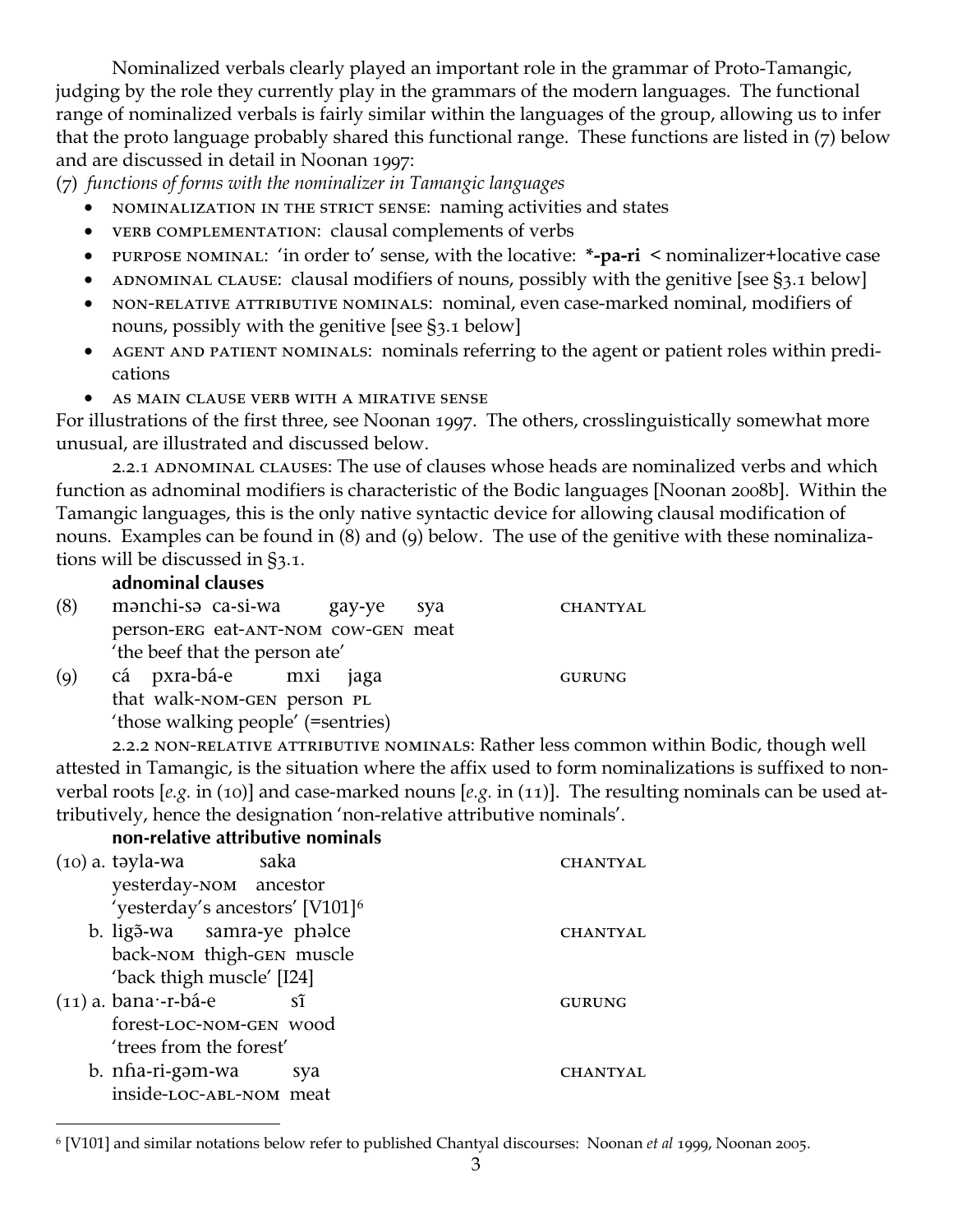Nominalized verbals clearly played an important role in the grammar of Proto-Tamangic, judging by the role they currently play in the grammars of the modern languages. The functional range of nominalized verbals is fairly similar within the languages of the group, allowing us to infer that the proto language probably shared this functional range. These functions are listed in (7) below and are discussed in detail in Noonan 1997:

(7) *functions of forms with the nominalizer in Tamangic languages*

- NOMINALIZATION IN THE STRICT SENSE: naming activities and states
- VERB COMPLEMENTATION: clausal complements of verbs
- PURPOSE NOMINAL: 'in order to' sense, with the locative: **\*-pa-ri** < nominalizer+locative case
- ADNOMINAL CLAUSE: clausal modifiers of nouns, possibly with the genitive [see §3.1 below]
- NON-RELATIVE ATTRIBUTIVE NOMINALS: nominal, even case-marked nominal, modifiers of nouns, possibly with the genitive [see §3.1 below]
- AGENT AND PATIENT NOMINALS: nominals referring to the agent or patient roles within predications
- AS MAIN CLAUSE VERB WITH A MIRATIVE SENSE

For illustrations of the first three, see Noonan 1997. The others, crosslinguistically somewhat more unusual, are illustrated and discussed below.

2.2.1 ADNOMINAL CLAUSES: The use of clauses whose heads are nominalized verbs and which function as adnominal modifiers is characteristic of the Bodic languages [Noonan 2008b]. Within the Tamangic languages, this is the only native syntactic device for allowing clausal modification of nouns. Examples can be found in (8) and (9) below. The use of the genitive with these nominalizations will be discussed in §3.1.

**adnominal clauses**

(8) mənchi-sə ca-si-wa gay-ye sya — CHANTYAL
person-ERG eat-ANT-NOM cow-GEN meat
'the beef that the person ate'

(9) cá pxra-bá-e mxi jaga — GURUNG
that walk-NOM-GEN person PL
'those walking people' (=sentries)

2.2.2 NON-RELATIVE ATTRIBUTIVE NOMINALS: Rather less common within Bodic, though well attested in Tamangic, is the situation where the affix used to form nominalizations is suffixed to non-verbal roots [*e.g.* in (10)] and case-marked nouns [*e.g.* in (11)]. The resulting nominals can be used attributively, hence the designation 'non-relative attributive nominals'.

**non-relative attributive nominals**

(10) a. təyla-wa saka — CHANTYAL
yesterday-NOM ancestor
'yesterday's ancestors' [V101][6]

b. ligə̃-wa samra-ye phəlce — CHANTYAL
back-NOM thigh-GEN muscle
'back thigh muscle' [I24]

(11) a. bana·-r-bá-e sĩ — GURUNG
forest-LOC-NOM-GEN wood
'trees from the forest'

b. nɦa-ri-gəm-wa sya — CHANTYAL
inside-LOC-ABL-NOM meat

[6] [V101] and similar notations below refer to published Chantyal discourses: Noonan *et al* 1999, Noonan 2005.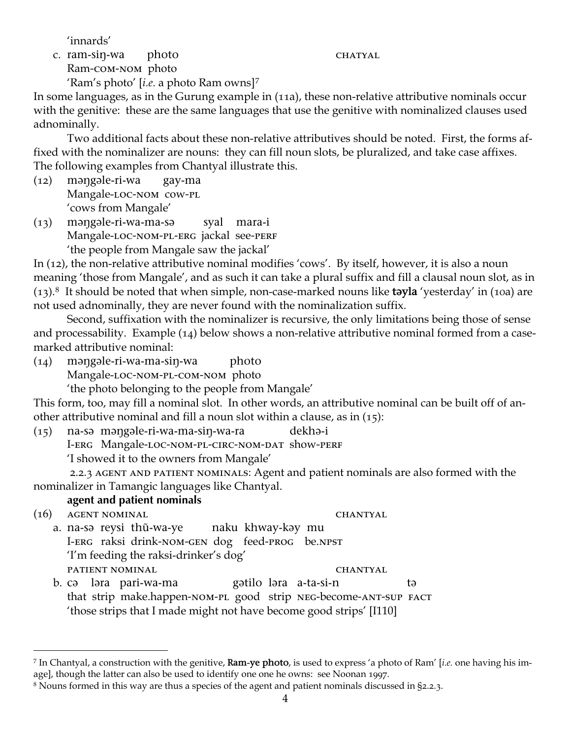'innards'

c. ram-siŋ-wa  photo  CHATYAL
   Ram-COM-NOM  photo
   'Ram's photo' [*i.e.* a photo Ram owns][7]

In some languages, as in the Gurung example in (11a), these non-relative attributive nominals occur with the genitive: these are the same languages that use the genitive with nominalized clauses used adnominally.

Two additional facts about these non-relative attributives should be noted. First, the forms affixed with the nominalizer are nouns: they can fill noun slots, be pluralized, and take case affixes. The following examples from Chantyal illustrate this.

(12) məŋgəle-ri-wa  gay-ma
     Mangale-LOC-NOM  cow-PL
     'cows from Mangale'

(13) məŋgəle-ri-wa-ma-sə  syal  mara-i
     Mangale-LOC-NOM-PL-ERG  jackal  see-PERF
     'the people from Mangale saw the jackal'

In (12), the non-relative attributive nominal modifies 'cows'. By itself, however, it is also a noun meaning 'those from Mangale', and as such it can take a plural suffix and fill a clausal noun slot, as in (13).[8] It should be noted that when simple, non-case-marked nouns like **təyla** 'yesterday' in (10a) are used adnominally, they are never found with the nominalization suffix.

Second, suffixation with the nominalizer is recursive, the only limitations being those of sense and processability. Example (14) below shows a non-relative attributive nominal formed from a case-marked attributive nominal:

(14) məŋgəle-ri-wa-ma-siŋ-wa  photo
     Mangale-LOC-NOM-PL-COM-NOM  photo
     'the photo belonging to the people from Mangale'

This form, too, may fill a nominal slot. In other words, an attributive nominal can be built off of another attributive nominal and fill a noun slot within a clause, as in (15):

(15) na-sə  məŋgəle-ri-wa-ma-siŋ-wa-ra  dekhə-i
     I-ERG  Mangale-LOC-NOM-PL-CIRC-NOM-DAT  show-PERF
     'I showed it to the owners from Mangale'

2.2.3 AGENT AND PATIENT NOMINALS: Agent and patient nominals are also formed with the nominalizer in Tamangic languages like Chantyal.

**agent and patient nominals**

(16) AGENT NOMINAL  CHANTYAL

a. na-sə  reysi  thũ-wa-ye  naku  khway-kəy  mu
   I-ERG  raksi  drink-NOM-GEN  dog  feed-PROG  be.NPST
   'I'm feeding the raksi-drinker's dog'

PATIENT NOMINAL  CHANTYAL

b. cə  ləra  pari-wa-ma  gətilo  ləra  a-ta-si-n  tə
   that  strip  make.happen-NOM-PL  good  strip  NEG-become-ANT-SUP  FACT
   'those strips that I made might not have become good strips' [I110]

---

[7] In Chantyal, a construction with the genitive, **Ram-ye photo**, is used to express 'a photo of Ram' [*i.e.* one having his image], though the latter can also be used to identify one one he owns: see Noonan 1997.

[8] Nouns formed in this way are thus a species of the agent and patient nominals discussed in §2.2.3.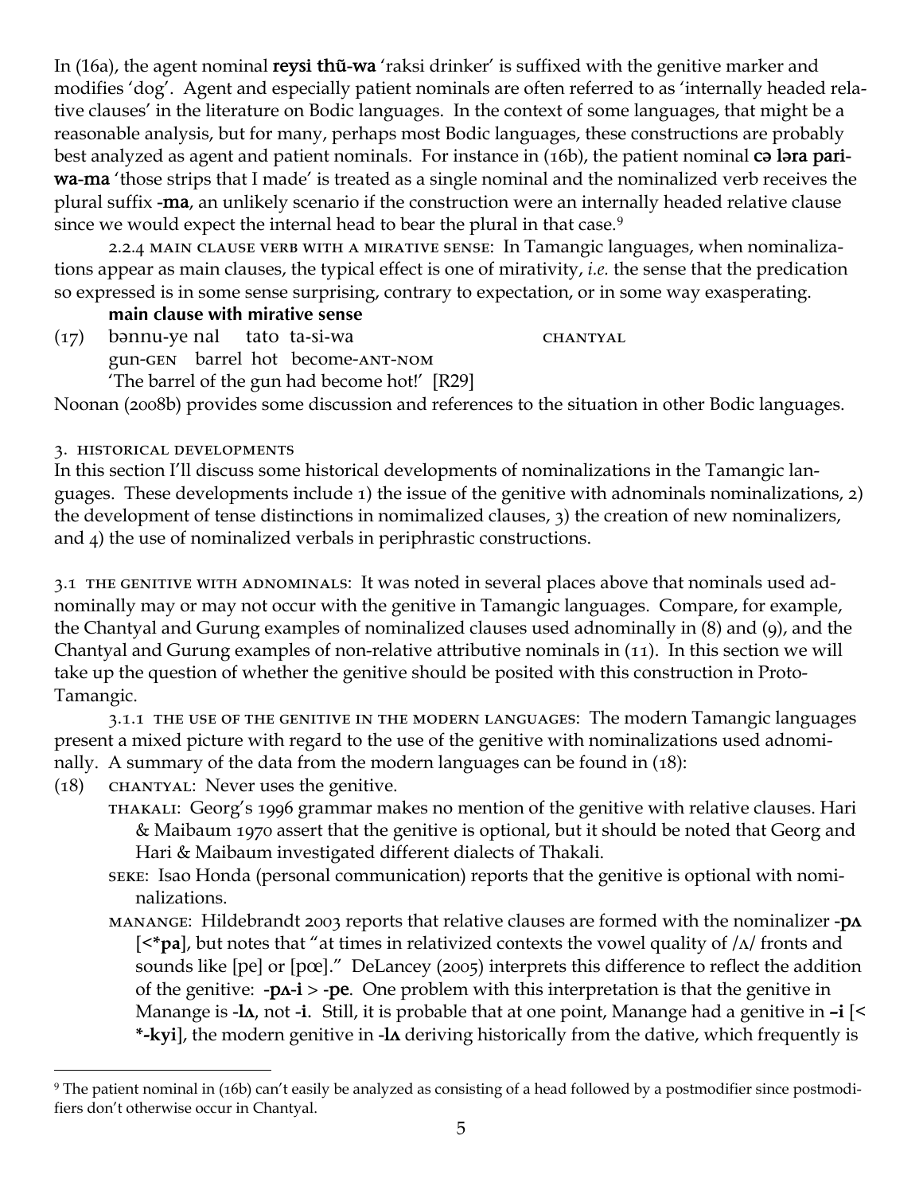In (16a), the agent nominal **reysi thũ-wa** 'raksi drinker' is suffixed with the genitive marker and modifies 'dog'. Agent and especially patient nominals are often referred to as 'internally headed relative clauses' in the literature on Bodic languages. In the context of some languages, that might be a reasonable analysis, but for many, perhaps most Bodic languages, these constructions are probably best analyzed as agent and patient nominals. For instance in (16b), the patient nominal **cə ləra pari-wa-ma** 'those strips that I made' is treated as a single nominal and the nominalized verb receives the plural suffix **-ma**, an unlikely scenario if the construction were an internally headed relative clause since we would expect the internal head to bear the plural in that case.[9]

2.2.4 MAIN CLAUSE VERB WITH A MIRATIVE SENSE: In Tamangic languages, when nominalizations appear as main clauses, the typical effect is one of mirativity, *i.e.* the sense that the predication so expressed is in some sense surprising, contrary to expectation, or in some way exasperating.

**main clause with mirative sense**

(17) bənnu-ye nal tato ta-si-wa CHANTYAL
gun-GEN barrel hot become-ANT-NOM
'The barrel of the gun had become hot!' [R29]

Noonan (2008b) provides some discussion and references to the situation in other Bodic languages.

3. HISTORICAL DEVELOPMENTS

In this section I'll discuss some historical developments of nominalizations in the Tamangic languages. These developments include 1) the issue of the genitive with adnominals nominalizations, 2) the development of tense distinctions in nomimalized clauses, 3) the creation of new nominalizers, and 4) the use of nominalized verbals in periphrastic constructions.

3.1 THE GENITIVE WITH ADNOMINALS: It was noted in several places above that nominals used adnominally may or may not occur with the genitive in Tamangic languages. Compare, for example, the Chantyal and Gurung examples of nominalized clauses used adnominally in (8) and (9), and the Chantyal and Gurung examples of non-relative attributive nominals in (11). In this section we will take up the question of whether the genitive should be posited with this construction in Proto-Tamangic.

3.1.1 THE USE OF THE GENITIVE IN THE MODERN LANGUAGES: The modern Tamangic languages present a mixed picture with regard to the use of the genitive with nominalizations used adnominally. A summary of the data from the modern languages can be found in (18):

(18) CHANTYAL: Never uses the genitive.

THAKALI: Georg's 1996 grammar makes no mention of the genitive with relative clauses. Hari & Maibaum 1970 assert that the genitive is optional, but it should be noted that Georg and Hari & Maibaum investigated different dialects of Thakali.

SEKE: Isao Honda (personal communication) reports that the genitive is optional with nominalizations.

MANANGE: Hildebrandt 2003 reports that relative clauses are formed with the nominalizer **-pʌ** [<***pa**], but notes that "at times in relativized contexts the vowel quality of /ʌ/ fronts and sounds like [pe] or [pœ]." DeLancey (2005) interprets this difference to reflect the addition of the genitive: **-pʌ-i** > **-pe**. One problem with this interpretation is that the genitive in Manange is **-lʌ**, not **-i**. Still, it is probable that at one point, Manange had a genitive in **–i** [< ***-kyi**], the modern genitive in **-lʌ** deriving historically from the dative, which frequently is

[9] The patient nominal in (16b) can't easily be analyzed as consisting of a head followed by a postmodifier since postmodifiers don't otherwise occur in Chantyal.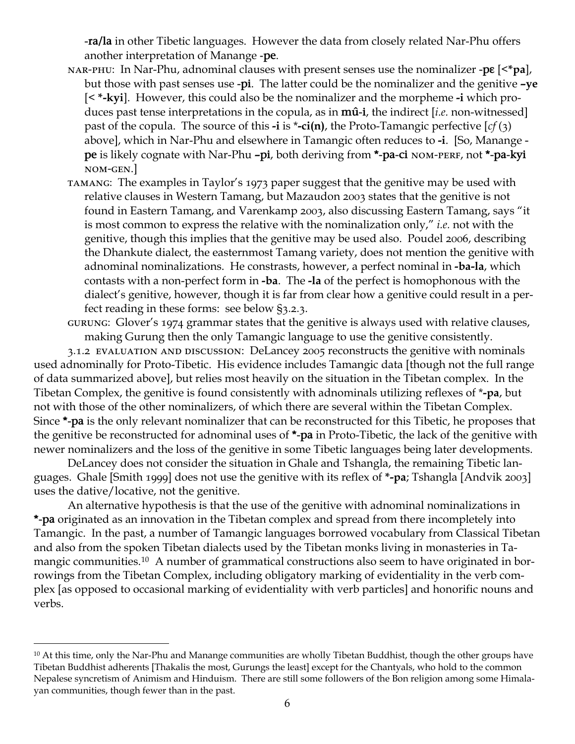**-ra/la** in other Tibetic languages. However the data from closely related Nar-Phu offers another interpretation of Manange -**pe**.

NAR-PHU: In Nar-Phu, adnominal clauses with present senses use the nominalizer -**pɛ** [<***pa**], but those with past senses use -**pi**. The latter could be the nominalizer and the genitive **–ye** [< ***-kyi**]. However, this could also be the nominalizer and the morpheme **-i** which produces past tense interpretations in the copula, as in **mû-i**, the indirect [*i.e.* non-witnessed] past of the copula. The source of this **-i** is ***-ci(n)**, the Proto-Tamangic perfective [*cf* (3) above], which in Nar-Phu and elsewhere in Tamangic often reduces to **-i**. [So, Manange -**pe** is likely cognate with Nar-Phu **–pi**, both deriving from ***-pa-ci** NOM-PERF, not ***-pa-kyi** NOM-GEN.]

TAMANG: The examples in Taylor's 1973 paper suggest that the genitive may be used with relative clauses in Western Tamang, but Mazaudon 2003 states that the genitive is not found in Eastern Tamang, and Varenkamp 2003, also discussing Eastern Tamang, says "it is most common to express the relative with the nominalization only," *i.e.* not with the genitive, though this implies that the genitive may be used also. Poudel 2006, describing the Dhankute dialect, the easternmost Tamang variety, does not mention the genitive with adnominal nominalizations. He constrasts, however, a perfect nominal in **-ba-la**, which contasts with a non-perfect form in **-ba**. The **-la** of the perfect is homophonous with the dialect's genitive, however, though it is far from clear how a genitive could result in a perfect reading in these forms: see below §3.2.3.

GURUNG: Glover's 1974 grammar states that the genitive is always used with relative clauses, making Gurung then the only Tamangic language to use the genitive consistently.

3.1.2 EVALUATION AND DISCUSSION: DeLancey 2005 reconstructs the genitive with nominals used adnominally for Proto-Tibetic. His evidence includes Tamangic data [though not the full range of data summarized above], but relies most heavily on the situation in the Tibetan complex. In the Tibetan Complex, the genitive is found consistently with adnominals utilizing reflexes of ***-pa**, but not with those of the other nominalizers, of which there are several within the Tibetan Complex. Since ***-pa** is the only relevant nominalizer that can be reconstructed for this Tibetic, he proposes that the genitive be reconstructed for adnominal uses of ***-pa** in Proto-Tibetic, the lack of the genitive with newer nominalizers and the loss of the genitive in some Tibetic languages being later developments.

DeLancey does not consider the situation in Ghale and Tshangla, the remaining Tibetic languages. Ghale [Smith 1999] does not use the genitive with its reflex of ***-pa**; Tshangla [Andvik 2003] uses the dative/locative, not the genitive.

An alternative hypothesis is that the use of the genitive with adnominal nominalizations in ***-pa** originated as an innovation in the Tibetan complex and spread from there incompletely into Tamangic. In the past, a number of Tamangic languages borrowed vocabulary from Classical Tibetan and also from the spoken Tibetan dialects used by the Tibetan monks living in monasteries in Tamangic communities.[10] A number of grammatical constructions also seem to have originated in borrowings from the Tibetan Complex, including obligatory marking of evidentiality in the verb complex [as opposed to occasional marking of evidentiality with verb particles] and honorific nouns and verbs.

---

[10] At this time, only the Nar-Phu and Manange communities are wholly Tibetan Buddhist, though the other groups have Tibetan Buddhist adherents [Thakalis the most, Gurungs the least] except for the Chantyals, who hold to the common Nepalese syncretism of Animism and Hinduism. There are still some followers of the Bon religion among some Himalayan communities, though fewer than in the past.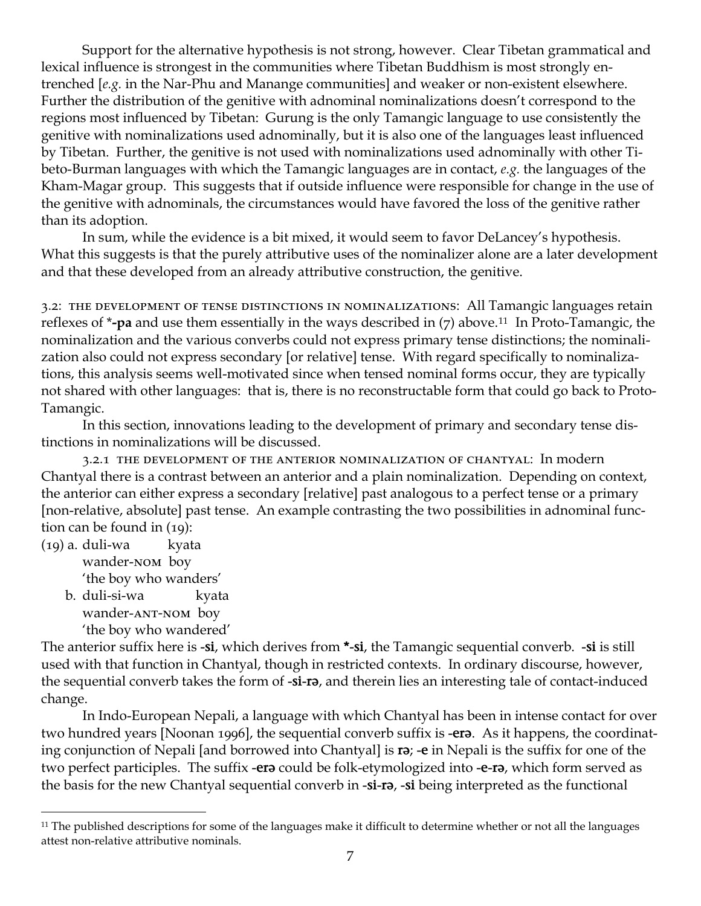Support for the alternative hypothesis is not strong, however. Clear Tibetan grammatical and lexical influence is strongest in the communities where Tibetan Buddhism is most strongly entrenched [*e.g.* in the Nar-Phu and Manange communities] and weaker or non-existent elsewhere. Further the distribution of the genitive with adnominal nominalizations doesn't correspond to the regions most influenced by Tibetan: Gurung is the only Tamangic language to use consistently the genitive with nominalizations used adnominally, but it is also one of the languages least influenced by Tibetan. Further, the genitive is not used with nominalizations used adnominally with other Tibeto-Burman languages with which the Tamangic languages are in contact, *e.g.* the languages of the Kham-Magar group. This suggests that if outside influence were responsible for change in the use of the genitive with adnominals, the circumstances would have favored the loss of the genitive rather than its adoption.

In sum, while the evidence is a bit mixed, it would seem to favor DeLancey's hypothesis. What this suggests is that the purely attributive uses of the nominalizer alone are a later development and that these developed from an already attributive construction, the genitive.

3.2: THE DEVELOPMENT OF TENSE DISTINCTIONS IN NOMINALIZATIONS: All Tamangic languages retain reflexes of ***-pa** and use them essentially in the ways described in (7) above.[11] In Proto-Tamangic, the nominalization and the various converbs could not express primary tense distinctions; the nominalization also could not express secondary [or relative] tense. With regard specifically to nominalizations, this analysis seems well-motivated since when tensed nominal forms occur, they are typically not shared with other languages: that is, there is no reconstructable form that could go back to Proto-Tamangic.

In this section, innovations leading to the development of primary and secondary tense distinctions in nominalizations will be discussed.

3.2.1 THE DEVELOPMENT OF THE ANTERIOR NOMINALIZATION OF CHANTYAL: In modern Chantyal there is a contrast between an anterior and a plain nominalization. Depending on context, the anterior can either express a secondary [relative] past analogous to a perfect tense or a primary [non-relative, absolute] past tense. An example contrasting the two possibilities in adnominal function can be found in (19):

(19) a. duli-wa kyata
wander-NOM boy
'the boy who wanders'

b. duli-si-wa kyata
wander-ANT-NOM boy
'the boy who wandered'

The anterior suffix here is **-si**, which derives from ***-si**, the Tamangic sequential converb. **-si** is still used with that function in Chantyal, though in restricted contexts. In ordinary discourse, however, the sequential converb takes the form of **-si-rə**, and therein lies an interesting tale of contact-induced change.

In Indo-European Nepali, a language with which Chantyal has been in intense contact for over two hundred years [Noonan 1996], the sequential converb suffix is **-erə**. As it happens, the coordinating conjunction of Nepali [and borrowed into Chantyal] is **rə**; **-e** in Nepali is the suffix for one of the two perfect participles. The suffix **-erə** could be folk-etymologized into **-e-rə**, which form served as the basis for the new Chantyal sequential converb in **-si-rə**, **-si** being interpreted as the functional

[11] The published descriptions for some of the languages make it difficult to determine whether or not all the languages attest non-relative attributive nominals.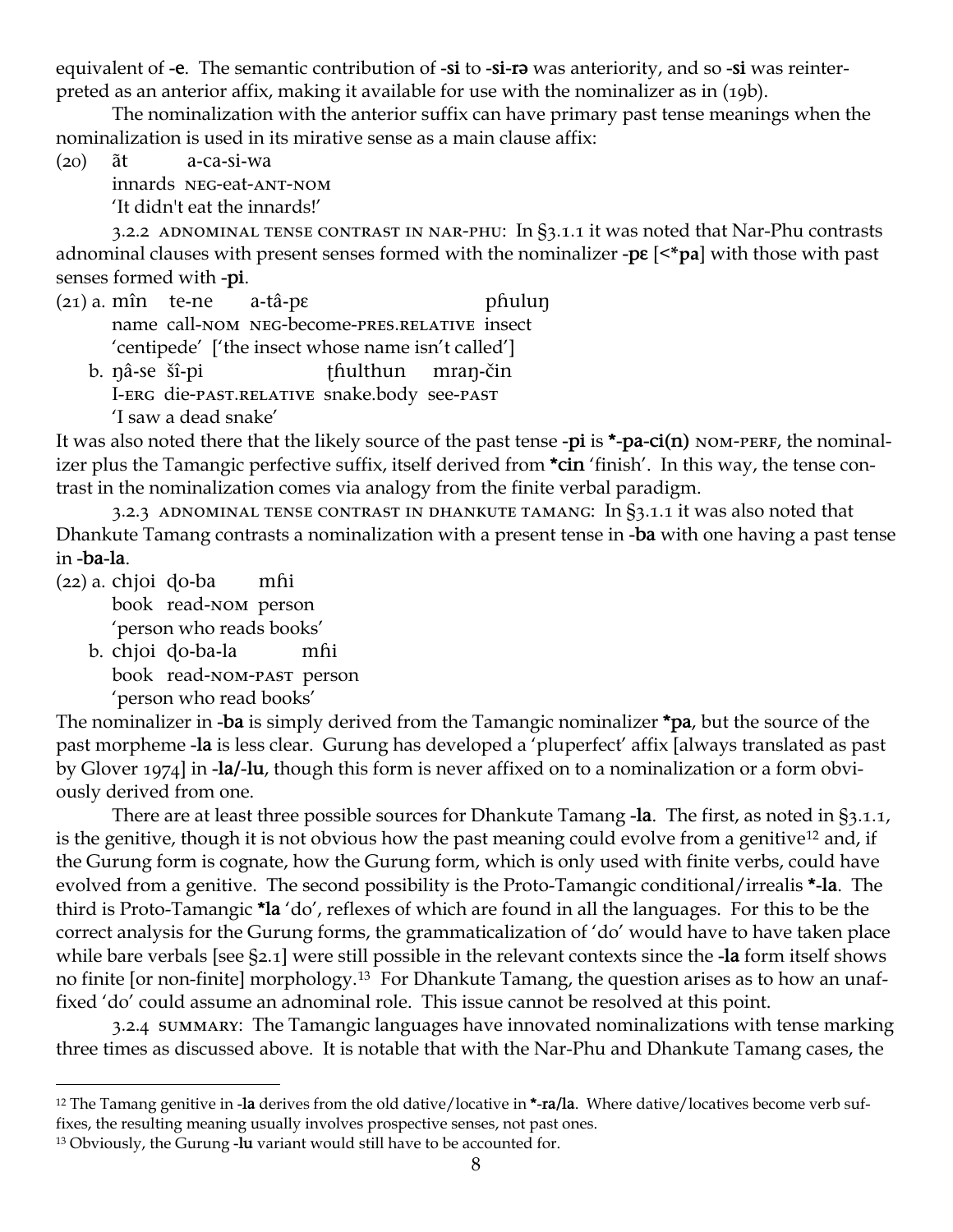equivalent of **-e**. The semantic contribution of **-si** to **-si-rə** was anteriority, and so **-si** was reinterpreted as an anterior affix, making it available for use with the nominalizer as in (19b).

The nominalization with the anterior suffix can have primary past tense meanings when the nominalization is used in its mirative sense as a main clause affix:

(20) ãt a-ca-si-wa
innards NEG-eat-ANT-NOM
'It didn't eat the innards!'

3.2.2 ADNOMINAL TENSE CONTRAST IN NAR-PHU: In §3.1.1 it was noted that Nar-Phu contrasts adnominal clauses with present senses formed with the nominalizer **-pɛ** [<***pa**] with those with past senses formed with **-pi**.

(21) a. mîn te-ne a-tâ-pɛ pɦuluŋ
name call-NOM NEG-become-PRES.RELATIVE insect
'centipede' ['the insect whose name isn't called']

b. ŋâ-se šî-pi ʈɦulthun mraŋ-čin
I-ERG die-PAST.RELATIVE snake.body see-PAST
'I saw a dead snake'

It was also noted there that the likely source of the past tense **-pi** is ***-pa-ci(n)** NOM-PERF, the nominalizer plus the Tamangic perfective suffix, itself derived from ***cin** 'finish'. In this way, the tense contrast in the nominalization comes via analogy from the finite verbal paradigm.

3.2.3 ADNOMINAL TENSE CONTRAST IN DHANKUTE TAMANG: In §3.1.1 it was also noted that Dhankute Tamang contrasts a nominalization with a present tense in **-ba** with one having a past tense in **-ba-la**.

(22) a. chjoi ɖo-ba mɦi
book read-NOM person
'person who reads books'

b. chjoi ɖo-ba-la mɦi
book read-NOM-PAST person
'person who read books'

The nominalizer in **-ba** is simply derived from the Tamangic nominalizer ***pa**, but the source of the past morpheme **-la** is less clear. Gurung has developed a 'pluperfect' affix [always translated as past by Glover 1974] in **-la/-lu**, though this form is never affixed on to a nominalization or a form obviously derived from one.

There are at least three possible sources for Dhankute Tamang **-la**. The first, as noted in §3.1.1, is the genitive, though it is not obvious how the past meaning could evolve from a genitive[12] and, if the Gurung form is cognate, how the Gurung form, which is only used with finite verbs, could have evolved from a genitive. The second possibility is the Proto-Tamangic conditional/irrealis ***-la**. The third is Proto-Tamangic ***la** 'do', reflexes of which are found in all the languages. For this to be the correct analysis for the Gurung forms, the grammaticalization of 'do' would have to have taken place while bare verbals [see §2.1] were still possible in the relevant contexts since the **-la** form itself shows no finite [or non-finite] morphology.[13] For Dhankute Tamang, the question arises as to how an unaffixed 'do' could assume an adnominal role. This issue cannot be resolved at this point.

3.2.4 SUMMARY: The Tamangic languages have innovated nominalizations with tense marking three times as discussed above. It is notable that with the Nar-Phu and Dhankute Tamang cases, the

---

[12] The Tamang genitive in **-la** derives from the old dative/locative in ***-ra/la**. Where dative/locatives become verb suffixes, the resulting meaning usually involves prospective senses, not past ones.

[13] Obviously, the Gurung **-lu** variant would still have to be accounted for.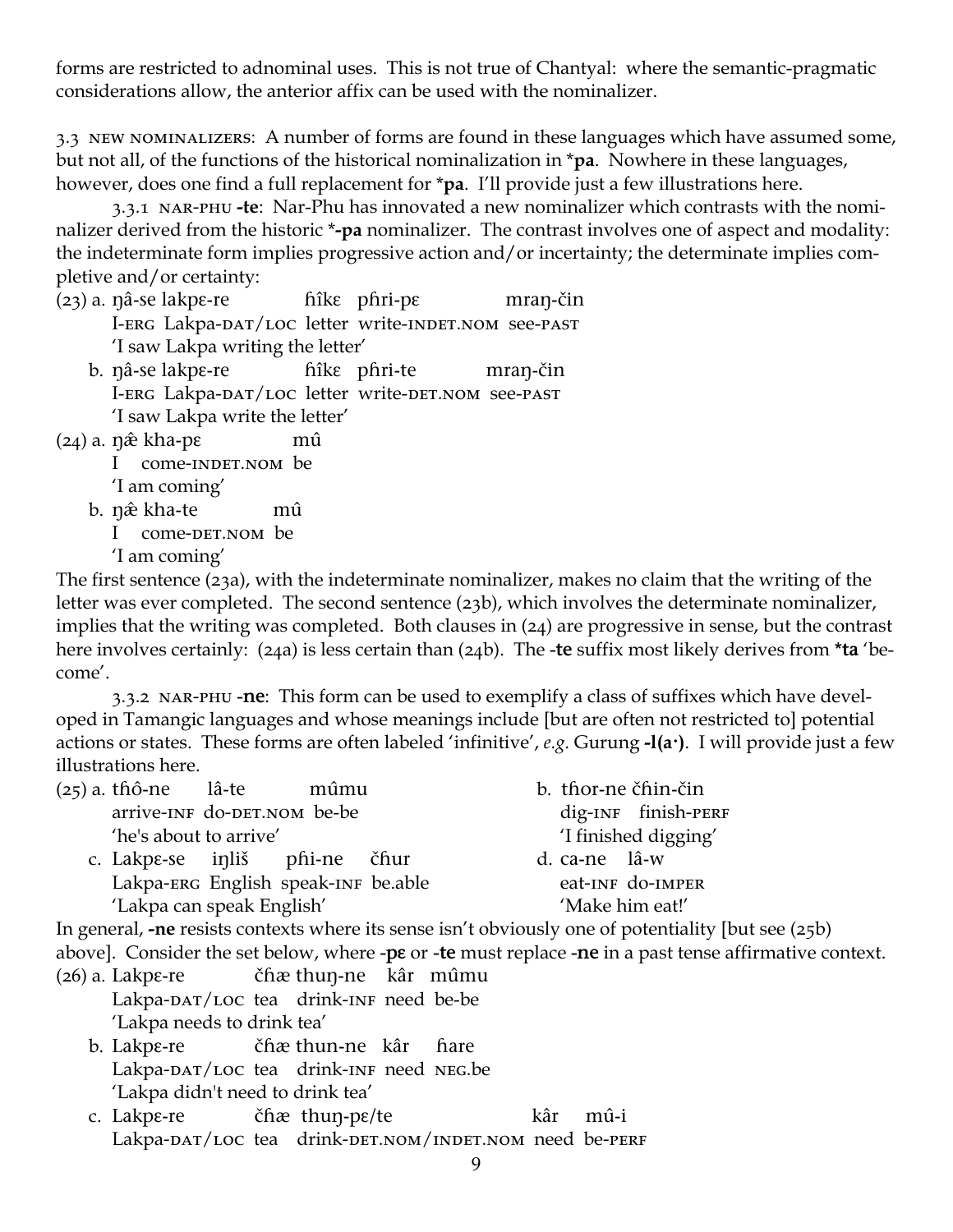forms are restricted to adnominal uses. This is not true of Chantyal: where the semantic-pragmatic considerations allow, the anterior affix can be used with the nominalizer.

3.3 NEW NOMINALIZERS: A number of forms are found in these languages which have assumed some, but not all, of the functions of the historical nominalization in ***pa**. Nowhere in these languages, however, does one find a full replacement for ***pa**. I'll provide just a few illustrations here.

3.3.1 NAR-PHU **-te**: Nar-Phu has innovated a new nominalizer which contrasts with the nominalizer derived from the historic ***-pa** nominalizer. The contrast involves one of aspect and modality: the indeterminate form implies progressive action and/or incertainty; the determinate implies completive and/or certainty:

(23) a. ŋâ-se lakpɛ-re fiîkɛ pfiri-pɛ mraŋ-čin
I-ERG Lakpa-DAT/LOC letter write-INDET.NOM see-PAST
'I saw Lakpa writing the letter'

b. ŋâ-se lakpɛ-re fiîkɛ pfiri-te mraŋ-čin
I-ERG Lakpa-DAT/LOC letter write-DET.NOM see-PAST
'I saw Lakpa write the letter'

(24) a. ŋǣ kha-pɛ mû
I come-INDET.NOM be
'I am coming'

b. ŋǣ kha-te mû
I come-DET.NOM be
'I am coming'

The first sentence (23a), with the indeterminate nominalizer, makes no claim that the writing of the letter was ever completed. The second sentence (23b), which involves the determinate nominalizer, implies that the writing was completed. Both clauses in (24) are progressive in sense, but the contrast here involves certainly: (24a) is less certain than (24b). The **-te** suffix most likely derives from ***ta** 'become'.

3.3.2 NAR-PHU **-ne**: This form can be used to exemplify a class of suffixes which have developed in Tamangic languages and whose meanings include [but are often not restricted to] potential actions or states. These forms are often labeled 'infinitive', *e.g.* Gurung **-l(a·)**. I will provide just a few illustrations here.

(25) a. tfiô-ne lâ-te mûmu
arrive-INF do-DET.NOM be-be
'he's about to arrive'

b. tfior-ne čfiin-čin
dig-INF finish-PERF
'I finished digging'

c. Lakpɛ-se iŋliš pfii-ne čfiur
Lakpa-ERG English speak-INF be.able
'Lakpa can speak English'

d. ca-ne lâ-w
eat-INF do-IMPER
'Make him eat!'

In general, **-ne** resists contexts where its sense isn't obviously one of potentiality [but see (25b) above]. Consider the set below, where **-pɛ** or **-te** must replace **-ne** in a past tense affirmative context.

(26) a. Lakpɛ-re čfiæ thuŋ-ne kâr mûmu
Lakpa-DAT/LOC tea drink-INF need be-be
'Lakpa needs to drink tea'

b. Lakpɛ-re čfiæ thun-ne kâr fiare
Lakpa-DAT/LOC tea drink-INF need NEG.be
'Lakpa didn't need to drink tea'

c. Lakpɛ-re čfiæ thuŋ-pɛ/te kâr mû-i
Lakpa-DAT/LOC tea drink-DET.NOM/INDET.NOM need be-PERF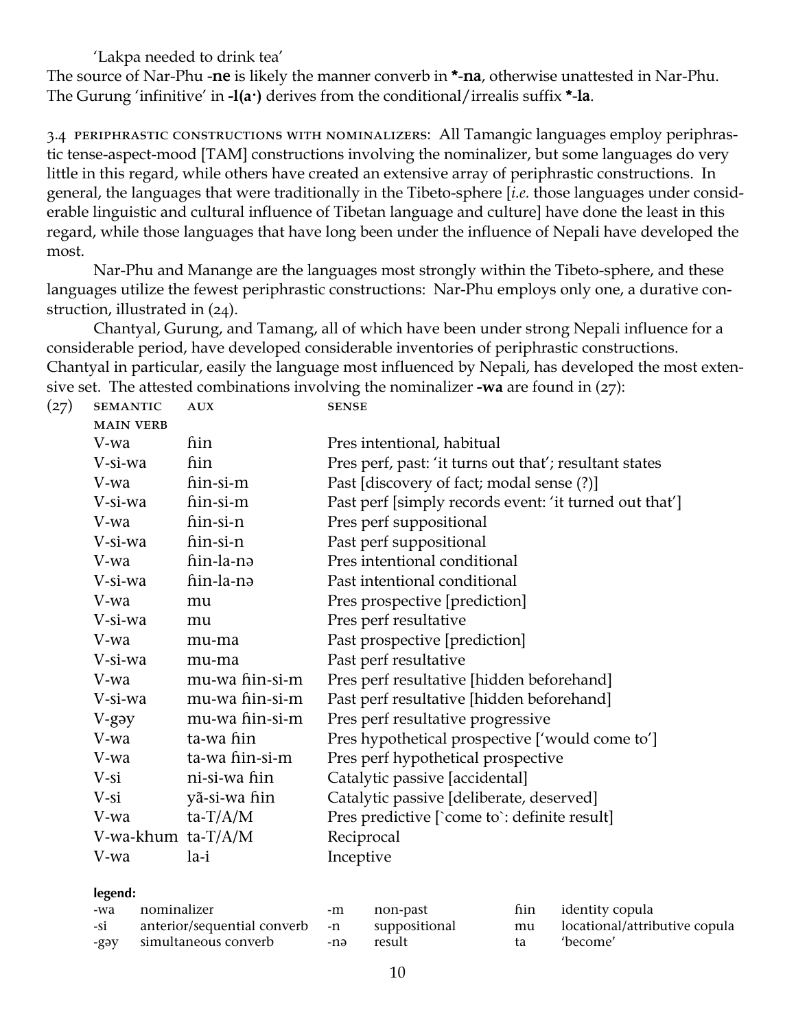'Lakpa needed to drink tea'

The source of Nar-Phu -**ne** is likely the manner converb in ***-na**, otherwise unattested in Nar-Phu. The Gurung 'infinitive' in **-l(a·)** derives from the conditional/irrealis suffix ***-la**.

3.4 PERIPHRASTIC CONSTRUCTIONS WITH NOMINALIZERS: All Tamangic languages employ periphrastic tense-aspect-mood [TAM] constructions involving the nominalizer, but some languages do very little in this regard, while others have created an extensive array of periphrastic constructions. In general, the languages that were traditionally in the Tibeto-sphere [*i.e.* those languages under considerable linguistic and cultural influence of Tibetan language and culture] have done the least in this regard, while those languages that have long been under the influence of Nepali have developed the most.

Nar-Phu and Manange are the languages most strongly within the Tibeto-sphere, and these languages utilize the fewest periphrastic constructions: Nar-Phu employs only one, a durative construction, illustrated in (24).

Chantyal, Gurung, and Tamang, all of which have been under strong Nepali influence for a considerable period, have developed considerable inventories of periphrastic constructions. Chantyal in particular, easily the language most influenced by Nepali, has developed the most extensive set. The attested combinations involving the nominalizer **-wa** are found in (27):

(27)

| SEMANTIC MAIN VERB | AUX | SENSE |
|---|---|---|
| V-wa | ɦin | Pres intentional, habitual |
| V-si-wa | ɦin | Pres perf, past: 'it turns out that'; resultant states |
| V-wa | ɦin-si-m | Past [discovery of fact; modal sense (?)] |
| V-si-wa | ɦin-si-m | Past perf [simply records event: 'it turned out that'] |
| V-wa | ɦin-si-n | Pres perf suppositional |
| V-si-wa | ɦin-si-n | Past perf suppositional |
| V-wa | ɦin-la-nə | Pres intentional conditional |
| V-si-wa | ɦin-la-nə | Past intentional conditional |
| V-wa | mu | Pres prospective [prediction] |
| V-si-wa | mu | Pres perf resultative |
| V-wa | mu-ma | Past prospective [prediction] |
| V-si-wa | mu-ma | Past perf resultative |
| V-wa | mu-wa ɦin-si-m | Pres perf resultative [hidden beforehand] |
| V-si-wa | mu-wa ɦin-si-m | Past perf resultative [hidden beforehand] |
| V-gəy | mu-wa ɦin-si-m | Pres perf resultative progressive |
| V-wa | ta-wa ɦin | Pres hypothetical prospective ['would come to'] |
| V-wa | ta-wa ɦin-si-m | Pres perf hypothetical prospective |
| V-si | ni-si-wa ɦin | Catalytic passive [accidental] |
| V-si | yã-si-wa ɦin | Catalytic passive [deliberate, deserved] |
| V-wa | ta-T/A/M | Pres predictive [`come to`: definite result] |
| V-wa-khum | ta-T/A/M | Reciprocal |
| V-wa | la-i | Inceptive |

**legend:**

| | | | | | |
|---|---|---|---|---|---|
| -wa | nominalizer | -m | non-past | ɦin | identity copula |
| -si | anterior/sequential converb | -n | suppositional | mu | locational/attributive copula |
| -gəy | simultaneous converb | -nə | result | ta | 'become' |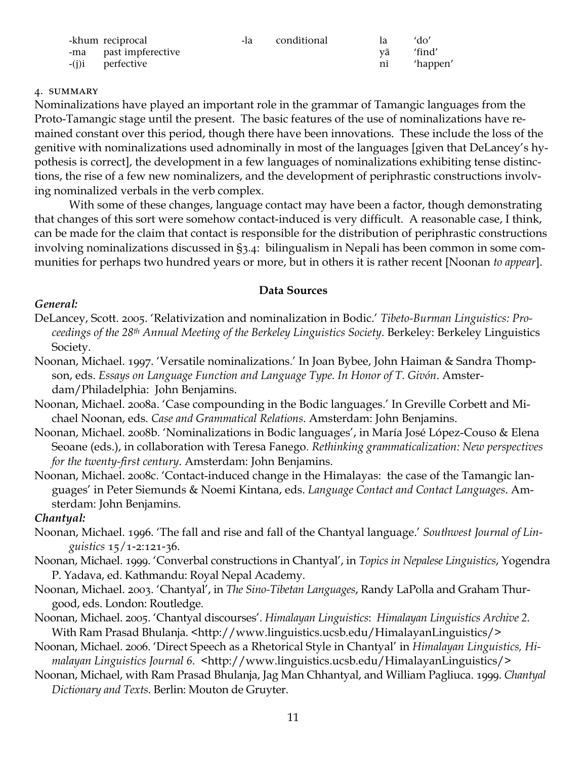| | | | | | |
|---|---|---|---|---|---|
| -khum | reciprocal | -la | conditional | la | ‘do’ |
| -ma | past imperfective | | | yã | ‘find’ |
| -(j)i | perfective | | | ni | ‘happen’ |

## 4. SUMMARY

Nominalizations have played an important role in the grammar of Tamangic languages from the Proto-Tamangic stage until the present. The basic features of the use of nominalizations have remained constant over this period, though there have been innovations. These include the loss of the genitive with nominalizations used adnominally in most of the languages [given that DeLancey’s hypothesis is correct], the development in a few languages of nominalizations exhibiting tense distinctions, the rise of a few new nominalizers, and the development of periphrastic constructions involving nominalized verbals in the verb complex.

With some of these changes, language contact may have been a factor, though demonstrating that changes of this sort were somehow contact-induced is very difficult. A reasonable case, I think, can be made for the claim that contact is responsible for the distribution of periphrastic constructions involving nominalizations discussed in §3.4: bilingualism in Nepali has been common in some communities for perhaps two hundred years or more, but in others it is rather recent [Noonan *to appear*].

## Data Sources

***General:***

DeLancey, Scott. 2005. ‘Relativization and nominalization in Bodic.’ *Tibeto-Burman Linguistics: Proceedings of the 28th Annual Meeting of the Berkeley Linguistics Society*. Berkeley: Berkeley Linguistics Society.

Noonan, Michael. 1997. ‘Versatile nominalizations.’ In Joan Bybee, John Haiman & Sandra Thompson, eds. *Essays on Language Function and Language Type. In Honor of T. Givón*. Amsterdam/Philadelphia: John Benjamins.

Noonan, Michael. 2008a. ‘Case compounding in the Bodic languages.’ In Greville Corbett and Michael Noonan, eds. *Case and Grammatical Relations*. Amsterdam: John Benjamins.

Noonan, Michael. 2008b. ‘Nominalizations in Bodic languages’, in María José López-Couso & Elena Seoane (eds.), in collaboration with Teresa Fanego. *Rethinking grammaticalization: New perspectives for the twenty-first century*. Amsterdam: John Benjamins.

Noonan, Michael. 2008c. ‘Contact-induced change in the Himalayas: the case of the Tamangic languages’ in Peter Siemunds & Noemi Kintana, eds. *Language Contact and Contact Languages*. Amsterdam: John Benjamins.

***Chantyal:***

Noonan, Michael. 1996. ‘The fall and rise and fall of the Chantyal language.’ *Southwest Journal of Linguistics* 15/1-2:121-36.

Noonan, Michael. 1999. ‘Converbal constructions in Chantyal’, in *Topics in Nepalese Linguistics*, Yogendra P. Yadava, ed. Kathmandu: Royal Nepal Academy.

Noonan, Michael. 2003. ‘Chantyal’, in *The Sino-Tibetan Languages*, Randy LaPolla and Graham Thurgood, eds. London: Routledge.

Noonan, Michael. 2005. ‘Chantyal discourses’. *Himalayan Linguistics*: *Himalayan Linguistics Archive 2*. With Ram Prasad Bhulanja. <http://www.linguistics.ucsb.edu/HimalayanLinguistics/>

Noonan, Michael. 2006. ‘Direct Speech as a Rhetorical Style in Chantyal’ in *Himalayan Linguistics, Himalayan Linguistics Journal 6*. <http://www.linguistics.ucsb.edu/HimalayanLinguistics/>

Noonan, Michael, with Ram Prasad Bhulanja, Jag Man Chhantyal, and William Pagliuca. 1999. *Chantyal Dictionary and Texts*. Berlin: Mouton de Gruyter.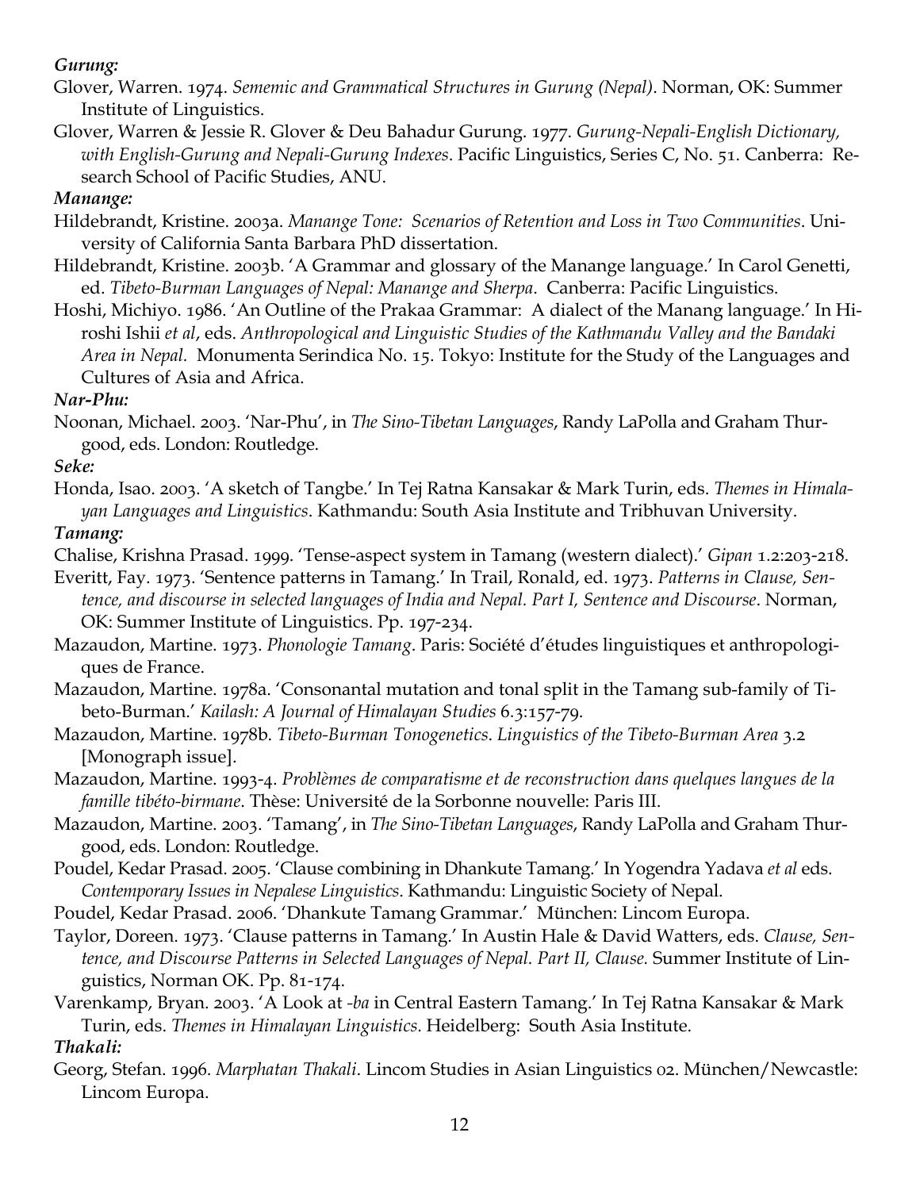***Gurung:***

Glover, Warren. 1974. *Sememic and Grammatical Structures in Gurung (Nepal)*. Norman, OK: Summer Institute of Linguistics.

Glover, Warren & Jessie R. Glover & Deu Bahadur Gurung. 1977. *Gurung-Nepali-English Dictionary, with English-Gurung and Nepali-Gurung Indexes*. Pacific Linguistics, Series C, No. 51. Canberra: Research School of Pacific Studies, ANU.

***Manange:***

Hildebrandt, Kristine. 2003a. *Manange Tone: Scenarios of Retention and Loss in Two Communities*. University of California Santa Barbara PhD dissertation.

Hildebrandt, Kristine. 2003b. 'A Grammar and glossary of the Manange language.' In Carol Genetti, ed. *Tibeto-Burman Languages of Nepal: Manange and Sherpa*. Canberra: Pacific Linguistics.

Hoshi, Michiyo. 1986. 'An Outline of the Prakaa Grammar: A dialect of the Manang language.' In Hiroshi Ishii *et al*, eds. *Anthropological and Linguistic Studies of the Kathmandu Valley and the Bandaki Area in Nepal.* Monumenta Serindica No. 15. Tokyo: Institute for the Study of the Languages and Cultures of Asia and Africa.

***Nar-Phu:***

Noonan, Michael. 2003. 'Nar-Phu', in *The Sino-Tibetan Languages*, Randy LaPolla and Graham Thurgood, eds. London: Routledge.

***Seke:***

Honda, Isao. 2003. 'A sketch of Tangbe.' In Tej Ratna Kansakar & Mark Turin, eds. *Themes in Himalayan Languages and Linguistics*. Kathmandu: South Asia Institute and Tribhuvan University.

***Tamang:***

Chalise, Krishna Prasad. 1999. 'Tense-aspect system in Tamang (western dialect).' *Gipan* 1.2:203-218.

Everitt, Fay. 1973. 'Sentence patterns in Tamang.' In Trail, Ronald, ed. 1973. *Patterns in Clause, Sentence, and discourse in selected languages of India and Nepal. Part I, Sentence and Discourse*. Norman, OK: Summer Institute of Linguistics. Pp. 197-234.

Mazaudon, Martine. 1973. *Phonologie Tamang*. Paris: Société d'études linguistiques et anthropologiques de France.

Mazaudon, Martine. 1978a. 'Consonantal mutation and tonal split in the Tamang sub-family of Tibeto-Burman.' *Kailash: A Journal of Himalayan Studies* 6.3:157-79.

Mazaudon, Martine. 1978b. *Tibeto-Burman Tonogenetics*. *Linguistics of the Tibeto-Burman Area* 3.2 [Monograph issue].

Mazaudon, Martine. 1993-4. *Problèmes de comparatisme et de reconstruction dans quelques langues de la famille tibéto-birmane*. Thèse: Université de la Sorbonne nouvelle: Paris III.

Mazaudon, Martine. 2003. 'Tamang', in *The Sino-Tibetan Languages*, Randy LaPolla and Graham Thurgood, eds. London: Routledge.

Poudel, Kedar Prasad. 2005. 'Clause combining in Dhankute Tamang.' In Yogendra Yadava *et al* eds. *Contemporary Issues in Nepalese Linguistics*. Kathmandu: Linguistic Society of Nepal.

Poudel, Kedar Prasad. 2006. 'Dhankute Tamang Grammar.' München: Lincom Europa.

Taylor, Doreen. 1973. 'Clause patterns in Tamang.' In Austin Hale & David Watters, eds. *Clause, Sentence, and Discourse Patterns in Selected Languages of Nepal. Part II, Clause.* Summer Institute of Linguistics, Norman OK. Pp. 81-174.

Varenkamp, Bryan. 2003. 'A Look at *-ba* in Central Eastern Tamang.' In Tej Ratna Kansakar & Mark Turin, eds. *Themes in Himalayan Linguistics*. Heidelberg: South Asia Institute.

***Thakali:***

Georg, Stefan. 1996. *Marphatan Thakali*. Lincom Studies in Asian Linguistics 02. München/Newcastle: Lincom Europa.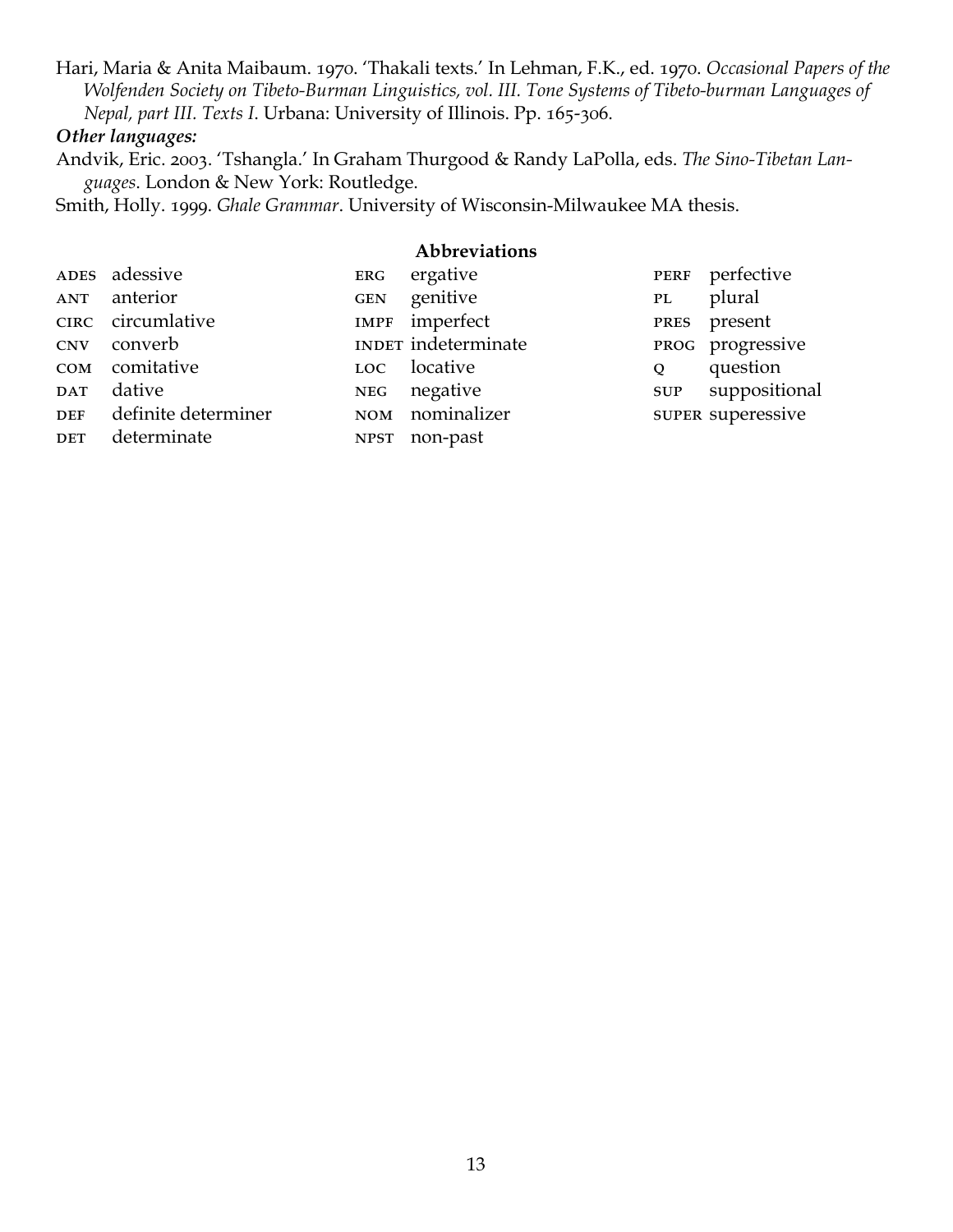Hari, Maria & Anita Maibaum. 1970. 'Thakali texts.' In Lehman, F.K., ed. 1970. *Occasional Papers of the Wolfenden Society on Tibeto-Burman Linguistics, vol. III. Tone Systems of Tibeto-burman Languages of Nepal, part III. Texts I*. Urbana: University of Illinois. Pp. 165-306.

***Other languages:***

Andvik, Eric. 2003. 'Tshangla.' In Graham Thurgood & Randy LaPolla, eds. *The Sino-Tibetan Languages*. London & New York: Routledge.

Smith, Holly. 1999. *Ghale Grammar*. University of Wisconsin-Milwaukee MA thesis.

## Abbreviations

| | | | | | |
|---|---|---|---|---|---|
| ADES | adessive | ERG | ergative | PERF | perfective |
| ANT | anterior | GEN | genitive | PL | plural |
| CIRC | circumlative | IMPF | imperfect | PRES | present |
| CNV | converb | INDET | indeterminate | PROG | progressive |
| COM | comitative | LOC | locative | Q | question |
| DAT | dative | NEG | negative | SUP | suppositional |
| DEF | definite determiner | NOM | nominalizer | SUPER | superessive |
| DET | determinate | NPST | non-past | | |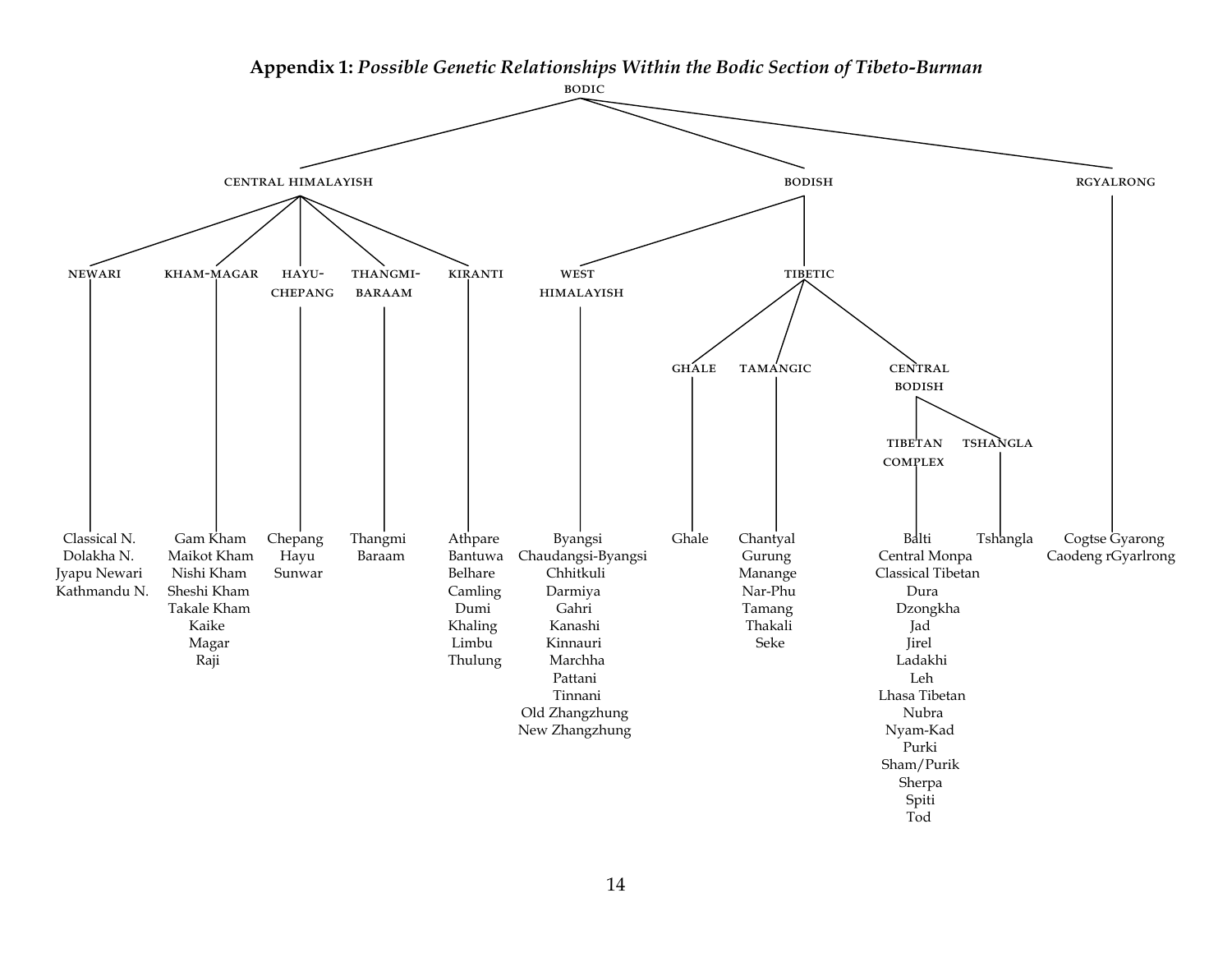**Appendix 1:** ***Possible Genetic Relationships Within the Bodic Section of Tibeto-Burman***

BODIC

CENTRAL HIMALAYISH

BODISH

RGYALRONG

NEWARI

KHAM-MAGAR

HAYU-CHEPANG

THANGMI-BARAAM

KIRANTI

WEST HIMALAYISH

TIBETIC

GHALE

TAMANGIC

CENTRAL BODISH

TIBETAN COMPLEX

TSHANGLA

Classical N.
Dolakha N.
Jyapu Newari
Kathmandu N.

Gam Kham
Maikot Kham
Nishi Kham
Sheshi Kham
Takale Kham
Kaike
Magar
Raji

Chepang
Hayu
Sunwar

Thangmi
Baraam

Athpare
Bantuwa
Belhare
Camling
Dumi
Khaling
Limbu
Thulung

Byangsi
Chaudangsi-Byangsi
Chhitkuli
Darmiya
Gahri
Kanashi
Kinnauri
Marchha
Pattani
Tinnani
Old Zhangzhung
New Zhangzhung

Ghale

Chantyal
Gurung
Manange
Nar-Phu
Tamang
Thakali
Seke

Balti
Central Monpa
Classical Tibetan
Dura
Dzongkha
Jad
Jirel
Ladakhi
Leh
Lhasa Tibetan
Nubra
Nyam-Kad
Purki
Sham/Purik
Sherpa
Spiti
Tod

Tshangla

Cogtse Gyarong
Caodeng rGyarlrong